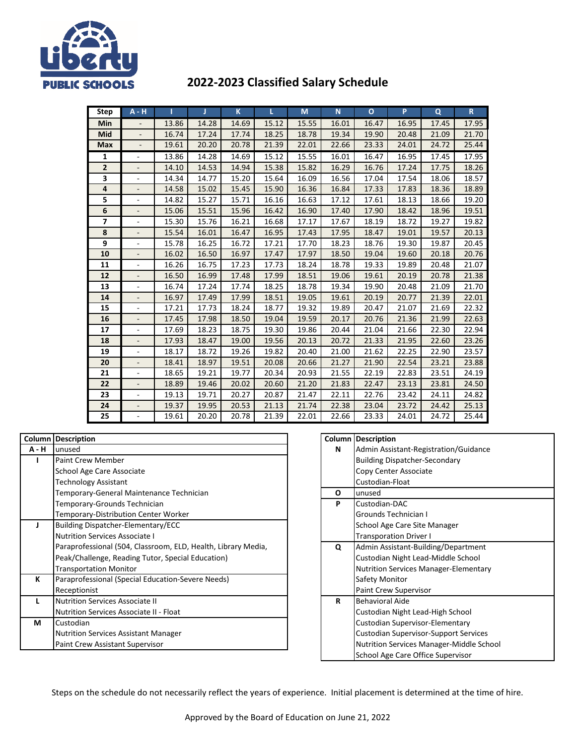Liberty PUBLIC SCHOOLS

# 2022-2023 Classified Salary Schedule

| Step | A - H | I | J | K | L | M | N | O | P | Q | R |
|---|---|---|---|---|---|---|---|---|---|---|---|
| Min | - | 13.86 | 14.28 | 14.69 | 15.12 | 15.55 | 16.01 | 16.47 | 16.95 | 17.45 | 17.95 |
| Mid | - | 16.74 | 17.24 | 17.74 | 18.25 | 18.78 | 19.34 | 19.90 | 20.48 | 21.09 | 21.70 |
| Max | - | 19.61 | 20.20 | 20.78 | 21.39 | 22.01 | 22.66 | 23.33 | 24.01 | 24.72 | 25.44 |
| 1 | - | 13.86 | 14.28 | 14.69 | 15.12 | 15.55 | 16.01 | 16.47 | 16.95 | 17.45 | 17.95 |
| 2 | - | 14.10 | 14.53 | 14.94 | 15.38 | 15.82 | 16.29 | 16.76 | 17.24 | 17.75 | 18.26 |
| 3 | - | 14.34 | 14.77 | 15.20 | 15.64 | 16.09 | 16.56 | 17.04 | 17.54 | 18.06 | 18.57 |
| 4 | - | 14.58 | 15.02 | 15.45 | 15.90 | 16.36 | 16.84 | 17.33 | 17.83 | 18.36 | 18.89 |
| 5 | - | 14.82 | 15.27 | 15.71 | 16.16 | 16.63 | 17.12 | 17.61 | 18.13 | 18.66 | 19.20 |
| 6 | - | 15.06 | 15.51 | 15.96 | 16.42 | 16.90 | 17.40 | 17.90 | 18.42 | 18.96 | 19.51 |
| 7 | - | 15.30 | 15.76 | 16.21 | 16.68 | 17.17 | 17.67 | 18.19 | 18.72 | 19.27 | 19.82 |
| 8 | - | 15.54 | 16.01 | 16.47 | 16.95 | 17.43 | 17.95 | 18.47 | 19.01 | 19.57 | 20.13 |
| 9 | - | 15.78 | 16.25 | 16.72 | 17.21 | 17.70 | 18.23 | 18.76 | 19.30 | 19.87 | 20.45 |
| 10 | - | 16.02 | 16.50 | 16.97 | 17.47 | 17.97 | 18.50 | 19.04 | 19.60 | 20.18 | 20.76 |
| 11 | - | 16.26 | 16.75 | 17.23 | 17.73 | 18.24 | 18.78 | 19.33 | 19.89 | 20.48 | 21.07 |
| 12 | - | 16.50 | 16.99 | 17.48 | 17.99 | 18.51 | 19.06 | 19.61 | 20.19 | 20.78 | 21.38 |
| 13 | - | 16.74 | 17.24 | 17.74 | 18.25 | 18.78 | 19.34 | 19.90 | 20.48 | 21.09 | 21.70 |
| 14 | - | 16.97 | 17.49 | 17.99 | 18.51 | 19.05 | 19.61 | 20.19 | 20.77 | 21.39 | 22.01 |
| 15 | - | 17.21 | 17.73 | 18.24 | 18.77 | 19.32 | 19.89 | 20.47 | 21.07 | 21.69 | 22.32 |
| 16 | - | 17.45 | 17.98 | 18.50 | 19.04 | 19.59 | 20.17 | 20.76 | 21.36 | 21.99 | 22.63 |
| 17 | - | 17.69 | 18.23 | 18.75 | 19.30 | 19.86 | 20.44 | 21.04 | 21.66 | 22.30 | 22.94 |
| 18 | - | 17.93 | 18.47 | 19.00 | 19.56 | 20.13 | 20.72 | 21.33 | 21.95 | 22.60 | 23.26 |
| 19 | - | 18.17 | 18.72 | 19.26 | 19.82 | 20.40 | 21.00 | 21.62 | 22.25 | 22.90 | 23.57 |
| 20 | - | 18.41 | 18.97 | 19.51 | 20.08 | 20.66 | 21.27 | 21.90 | 22.54 | 23.21 | 23.88 |
| 21 | - | 18.65 | 19.21 | 19.77 | 20.34 | 20.93 | 21.55 | 22.19 | 22.83 | 23.51 | 24.19 |
| 22 | - | 18.89 | 19.46 | 20.02 | 20.60 | 21.20 | 21.83 | 22.47 | 23.13 | 23.81 | 24.50 |
| 23 | - | 19.13 | 19.71 | 20.27 | 20.87 | 21.47 | 22.11 | 22.76 | 23.42 | 24.11 | 24.82 |
| 24 | - | 19.37 | 19.95 | 20.53 | 21.13 | 21.74 | 22.38 | 23.04 | 23.72 | 24.42 | 25.13 |
| 25 | - | 19.61 | 20.20 | 20.78 | 21.39 | 22.01 | 22.66 | 23.33 | 24.01 | 24.72 | 25.44 |

| Column | Description |
|---|---|
| A - H | unused |
| I | Paint Crew Member<br>School Age Care Associate<br>Technology Assistant<br>Temporary-General Maintenance Technician<br>Temporary-Grounds Technician<br>Temporary-Distribution Center Worker |
| J | Building Dispatcher-Elementary/ECC<br>Nutrition Services Associate I<br>Paraprofessional (504, Classroom, ELD, Health, Library Media, Peak/Challenge, Reading Tutor, Special Education)<br>Transportation Monitor |
| K | Paraprofessional (Special Education-Severe Needs)<br>Receptionist |
| L | Nutrition Services Associate II<br>Nutrition Services Associate II - Float |
| M | Custodian<br>Nutrition Services Assistant Manager<br>Paint Crew Assistant Supervisor |

| Column | Description |
|---|---|
| N | Admin Assistant-Registration/Guidance<br>Building Dispatcher-Secondary<br>Copy Center Associate<br>Custodian-Float |
| O | unused |
| P | Custodian-DAC<br>Grounds Technician I<br>School Age Care Site Manager<br>Transporation Driver I |
| Q | Admin Assistant-Building/Department<br>Custodian Night Lead-Middle School<br>Nutrition Services Manager-Elementary<br>Safety Monitor<br>Paint Crew Supervisor |
| R | Behavioral Aide<br>Custodian Night Lead-High School<br>Custodian Supervisor-Elementary<br>Custodian Supervisor-Support Services<br>Nutrition Services Manager-Middle School<br>School Age Care Office Supervisor |

Steps on the schedule do not necessarily reflect the years of experience. Initial placement is determined at the time of hire.

Approved by the Board of Education on June 21, 2022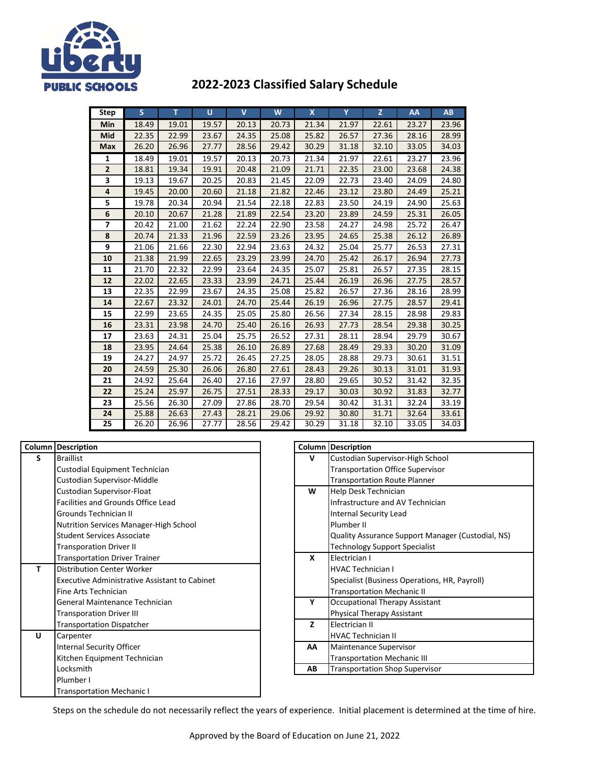Liberty PUBLIC SCHOOLS

# 2022-2023 Classified Salary Schedule

| Step | S | T | U | V | W | X | Y | Z | AA | AB |
|---|---|---|---|---|---|---|---|---|---|---|
| Min | 18.49 | 19.01 | 19.57 | 20.13 | 20.73 | 21.34 | 21.97 | 22.61 | 23.27 | 23.96 |
| Mid | 22.35 | 22.99 | 23.67 | 24.35 | 25.08 | 25.82 | 26.57 | 27.36 | 28.16 | 28.99 |
| Max | 26.20 | 26.96 | 27.77 | 28.56 | 29.42 | 30.29 | 31.18 | 32.10 | 33.05 | 34.03 |
| 1 | 18.49 | 19.01 | 19.57 | 20.13 | 20.73 | 21.34 | 21.97 | 22.61 | 23.27 | 23.96 |
| 2 | 18.81 | 19.34 | 19.91 | 20.48 | 21.09 | 21.71 | 22.35 | 23.00 | 23.68 | 24.38 |
| 3 | 19.13 | 19.67 | 20.25 | 20.83 | 21.45 | 22.09 | 22.73 | 23.40 | 24.09 | 24.80 |
| 4 | 19.45 | 20.00 | 20.60 | 21.18 | 21.82 | 22.46 | 23.12 | 23.80 | 24.49 | 25.21 |
| 5 | 19.78 | 20.34 | 20.94 | 21.54 | 22.18 | 22.83 | 23.50 | 24.19 | 24.90 | 25.63 |
| 6 | 20.10 | 20.67 | 21.28 | 21.89 | 22.54 | 23.20 | 23.89 | 24.59 | 25.31 | 26.05 |
| 7 | 20.42 | 21.00 | 21.62 | 22.24 | 22.90 | 23.58 | 24.27 | 24.98 | 25.72 | 26.47 |
| 8 | 20.74 | 21.33 | 21.96 | 22.59 | 23.26 | 23.95 | 24.65 | 25.38 | 26.12 | 26.89 |
| 9 | 21.06 | 21.66 | 22.30 | 22.94 | 23.63 | 24.32 | 25.04 | 25.77 | 26.53 | 27.31 |
| 10 | 21.38 | 21.99 | 22.65 | 23.29 | 23.99 | 24.70 | 25.42 | 26.17 | 26.94 | 27.73 |
| 11 | 21.70 | 22.32 | 22.99 | 23.64 | 24.35 | 25.07 | 25.81 | 26.57 | 27.35 | 28.15 |
| 12 | 22.02 | 22.65 | 23.33 | 23.99 | 24.71 | 25.44 | 26.19 | 26.96 | 27.75 | 28.57 |
| 13 | 22.35 | 22.99 | 23.67 | 24.35 | 25.08 | 25.82 | 26.57 | 27.36 | 28.16 | 28.99 |
| 14 | 22.67 | 23.32 | 24.01 | 24.70 | 25.44 | 26.19 | 26.96 | 27.75 | 28.57 | 29.41 |
| 15 | 22.99 | 23.65 | 24.35 | 25.05 | 25.80 | 26.56 | 27.34 | 28.15 | 28.98 | 29.83 |
| 16 | 23.31 | 23.98 | 24.70 | 25.40 | 26.16 | 26.93 | 27.73 | 28.54 | 29.38 | 30.25 |
| 17 | 23.63 | 24.31 | 25.04 | 25.75 | 26.52 | 27.31 | 28.11 | 28.94 | 29.79 | 30.67 |
| 18 | 23.95 | 24.64 | 25.38 | 26.10 | 26.89 | 27.68 | 28.49 | 29.33 | 30.20 | 31.09 |
| 19 | 24.27 | 24.97 | 25.72 | 26.45 | 27.25 | 28.05 | 28.88 | 29.73 | 30.61 | 31.51 |
| 20 | 24.59 | 25.30 | 26.06 | 26.80 | 27.61 | 28.43 | 29.26 | 30.13 | 31.01 | 31.93 |
| 21 | 24.92 | 25.64 | 26.40 | 27.16 | 27.97 | 28.80 | 29.65 | 30.52 | 31.42 | 32.35 |
| 22 | 25.24 | 25.97 | 26.75 | 27.51 | 28.33 | 29.17 | 30.03 | 30.92 | 31.83 | 32.77 |
| 23 | 25.56 | 26.30 | 27.09 | 27.86 | 28.70 | 29.54 | 30.42 | 31.31 | 32.24 | 33.19 |
| 24 | 25.88 | 26.63 | 27.43 | 28.21 | 29.06 | 29.92 | 30.80 | 31.71 | 32.64 | 33.61 |
| 25 | 26.20 | 26.96 | 27.77 | 28.56 | 29.42 | 30.29 | 31.18 | 32.10 | 33.05 | 34.03 |

| Column | Description |
|---|---|
| S | Braillist |
| | Custodial Equipment Technician |
| | Custodian Supervisor-Middle |
| | Custodian Supervisor-Float |
| | Facilities and Grounds Office Lead |
| | Grounds Technician II |
| | Nutrition Services Manager-High School |
| | Student Services Associate |
| | Transporation Driver II |
| | Transportation Driver Trainer |
| T | Distribution Center Worker |
| | Executive Administrative Assistant to Cabinet |
| | Fine Arts Technician |
| | General Maintenance Technician |
| | Transporation Driver III |
| | Transportation Dispatcher |
| U | Carpenter |
| | Internal Security Officer |
| | Kitchen Equipment Technician |
| | Locksmith |
| | Plumber I |
| | Transportation Mechanic I |

| Column | Description |
|---|---|
| V | Custodian Supervisor-High School |
| | Transportation Office Supervisor |
| | Transportation Route Planner |
| W | Help Desk Technician |
| | Infrastructure and AV Technician |
| | Internal Security Lead |
| | Plumber II |
| | Quality Assurance Support Manager (Custodial, NS) |
| | Technology Support Specialist |
| X | Electrician I |
| | HVAC Technician I |
| | Specialist (Business Operations, HR, Payroll) |
| | Transportation Mechanic II |
| Y | Occupational Therapy Assistant |
| | Physical Therapy Assistant |
| Z | Electrician II |
| | HVAC Technician II |
| AA | Maintenance Supervisor |
| | Transportation Mechanic III |
| AB | Transportation Shop Supervisor |

Steps on the schedule do not necessarily reflect the years of experience. Initial placement is determined at the time of hire.

Approved by the Board of Education on June 21, 2022